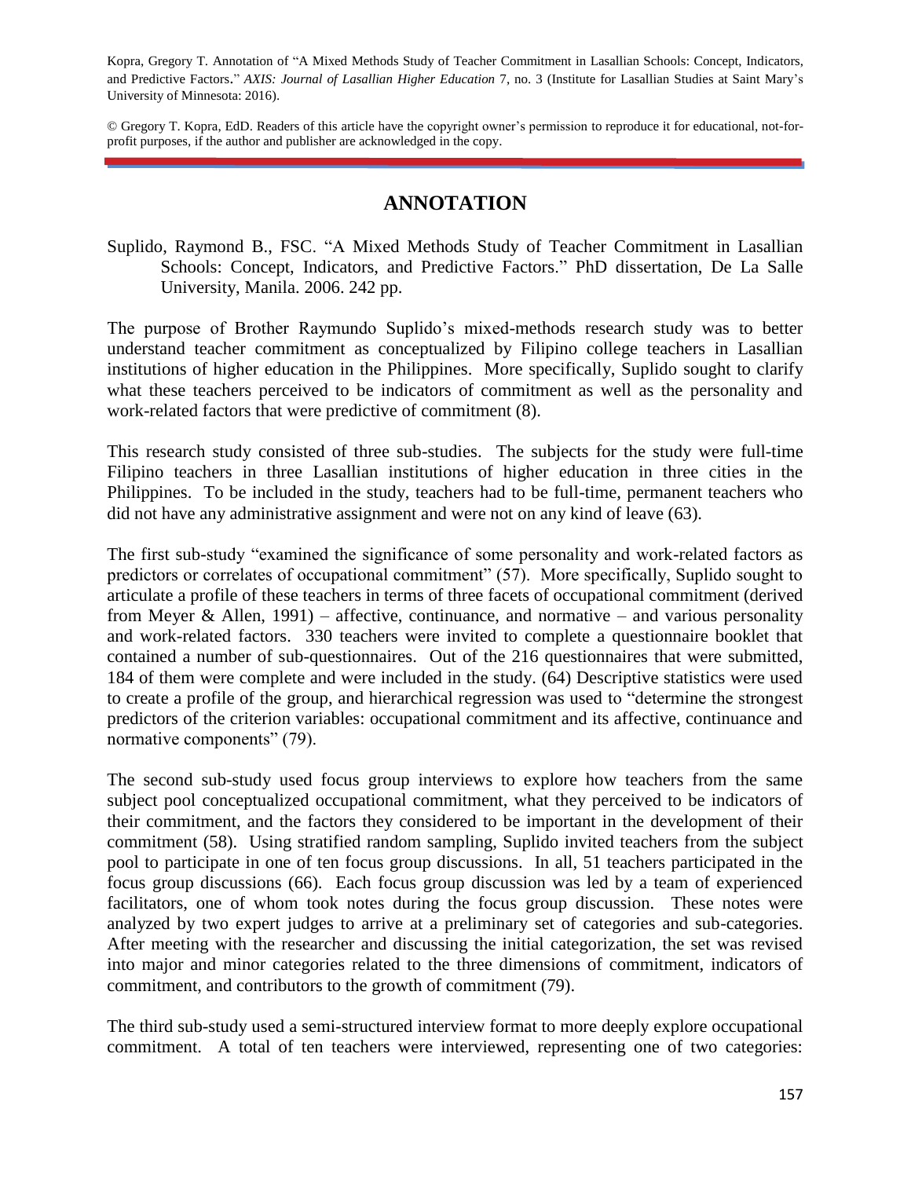Kopra, Gregory T. Annotation of "A Mixed Methods Study of Teacher Commitment in Lasallian Schools: Concept, Indicators, and Predictive Factors." *AXIS: Journal of Lasallian Higher Education* 7, no. 3 (Institute for Lasallian Studies at Saint Mary's University of Minnesota: 2016).

© Gregory T. Kopra, EdD. Readers of this article have the copyright owner's permission to reproduce it for educational, not-for-profit purposes, if the author and publisher are acknowledged in the copy.

## ANNOTATION

Suplido, Raymond B., FSC. "A Mixed Methods Study of Teacher Commitment in Lasallian Schools: Concept, Indicators, and Predictive Factors." PhD dissertation, De La Salle University, Manila. 2006. 242 pp.

The purpose of Brother Raymundo Suplido's mixed-methods research study was to better understand teacher commitment as conceptualized by Filipino college teachers in Lasallian institutions of higher education in the Philippines. More specifically, Suplido sought to clarify what these teachers perceived to be indicators of commitment as well as the personality and work-related factors that were predictive of commitment (8).

This research study consisted of three sub-studies. The subjects for the study were full-time Filipino teachers in three Lasallian institutions of higher education in three cities in the Philippines. To be included in the study, teachers had to be full-time, permanent teachers who did not have any administrative assignment and were not on any kind of leave (63).

The first sub-study "examined the significance of some personality and work-related factors as predictors or correlates of occupational commitment" (57). More specifically, Suplido sought to articulate a profile of these teachers in terms of three facets of occupational commitment (derived from Meyer & Allen, 1991) – affective, continuance, and normative – and various personality and work-related factors. 330 teachers were invited to complete a questionnaire booklet that contained a number of sub-questionnaires. Out of the 216 questionnaires that were submitted, 184 of them were complete and were included in the study. (64) Descriptive statistics were used to create a profile of the group, and hierarchical regression was used to "determine the strongest predictors of the criterion variables: occupational commitment and its affective, continuance and normative components" (79).

The second sub-study used focus group interviews to explore how teachers from the same subject pool conceptualized occupational commitment, what they perceived to be indicators of their commitment, and the factors they considered to be important in the development of their commitment (58). Using stratified random sampling, Suplido invited teachers from the subject pool to participate in one of ten focus group discussions. In all, 51 teachers participated in the focus group discussions (66). Each focus group discussion was led by a team of experienced facilitators, one of whom took notes during the focus group discussion. These notes were analyzed by two expert judges to arrive at a preliminary set of categories and sub-categories. After meeting with the researcher and discussing the initial categorization, the set was revised into major and minor categories related to the three dimensions of commitment, indicators of commitment, and contributors to the growth of commitment (79).

The third sub-study used a semi-structured interview format to more deeply explore occupational commitment. A total of ten teachers were interviewed, representing one of two categories: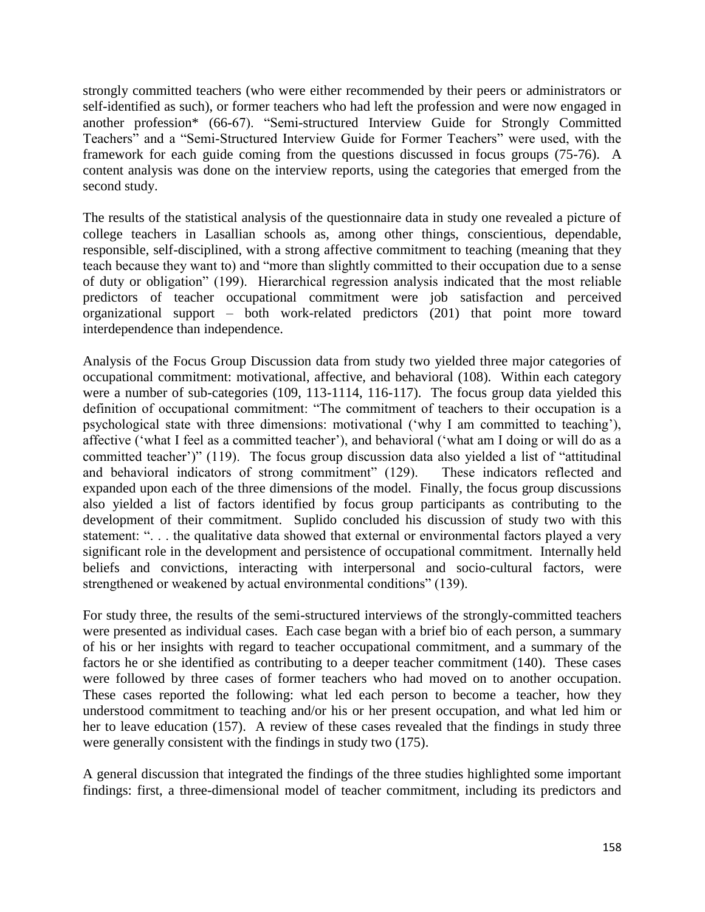strongly committed teachers (who were either recommended by their peers or administrators or self-identified as such), or former teachers who had left the profession and were now engaged in another profession* (66-67). "Semi-structured Interview Guide for Strongly Committed Teachers" and a "Semi-Structured Interview Guide for Former Teachers" were used, with the framework for each guide coming from the questions discussed in focus groups (75-76). A content analysis was done on the interview reports, using the categories that emerged from the second study.

The results of the statistical analysis of the questionnaire data in study one revealed a picture of college teachers in Lasallian schools as, among other things, conscientious, dependable, responsible, self-disciplined, with a strong affective commitment to teaching (meaning that they teach because they want to) and "more than slightly committed to their occupation due to a sense of duty or obligation" (199). Hierarchical regression analysis indicated that the most reliable predictors of teacher occupational commitment were job satisfaction and perceived organizational support – both work-related predictors (201) that point more toward interdependence than independence.

Analysis of the Focus Group Discussion data from study two yielded three major categories of occupational commitment: motivational, affective, and behavioral (108). Within each category were a number of sub-categories (109, 113-1114, 116-117). The focus group data yielded this definition of occupational commitment: "The commitment of teachers to their occupation is a psychological state with three dimensions: motivational ('why I am committed to teaching'), affective ('what I feel as a committed teacher'), and behavioral ('what am I doing or will do as a committed teacher')" (119). The focus group discussion data also yielded a list of "attitudinal and behavioral indicators of strong commitment" (129). These indicators reflected and expanded upon each of the three dimensions of the model. Finally, the focus group discussions also yielded a list of factors identified by focus group participants as contributing to the development of their commitment. Suplido concluded his discussion of study two with this statement: ". . . the qualitative data showed that external or environmental factors played a very significant role in the development and persistence of occupational commitment. Internally held beliefs and convictions, interacting with interpersonal and socio-cultural factors, were strengthened or weakened by actual environmental conditions" (139).

For study three, the results of the semi-structured interviews of the strongly-committed teachers were presented as individual cases. Each case began with a brief bio of each person, a summary of his or her insights with regard to teacher occupational commitment, and a summary of the factors he or she identified as contributing to a deeper teacher commitment (140). These cases were followed by three cases of former teachers who had moved on to another occupation. These cases reported the following: what led each person to become a teacher, how they understood commitment to teaching and/or his or her present occupation, and what led him or her to leave education (157). A review of these cases revealed that the findings in study three were generally consistent with the findings in study two (175).

A general discussion that integrated the findings of the three studies highlighted some important findings: first, a three-dimensional model of teacher commitment, including its predictors and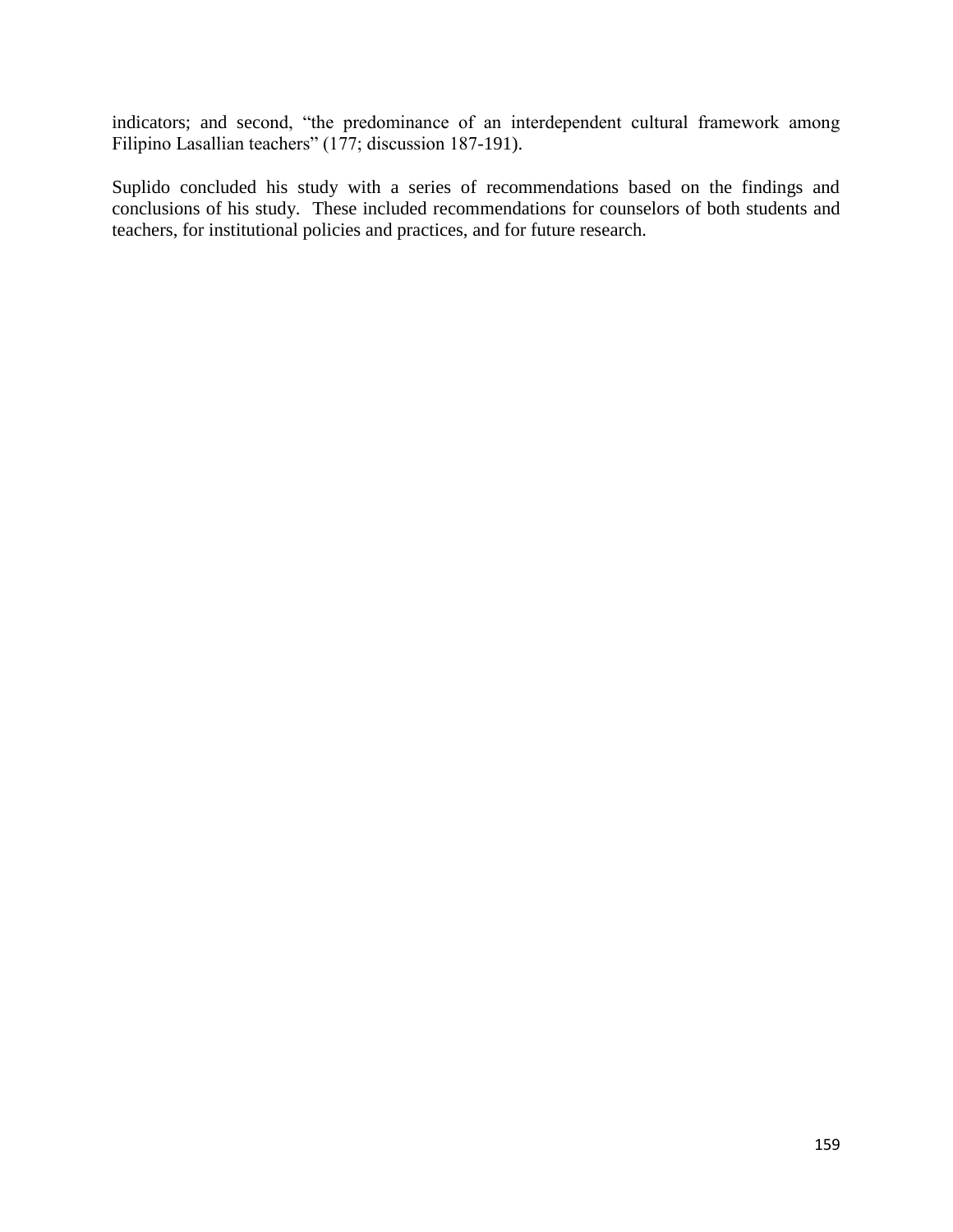indicators; and second, "the predominance of an interdependent cultural framework among Filipino Lasallian teachers" (177; discussion 187-191).

Suplido concluded his study with a series of recommendations based on the findings and conclusions of his study. These included recommendations for counselors of both students and teachers, for institutional policies and practices, and for future research.